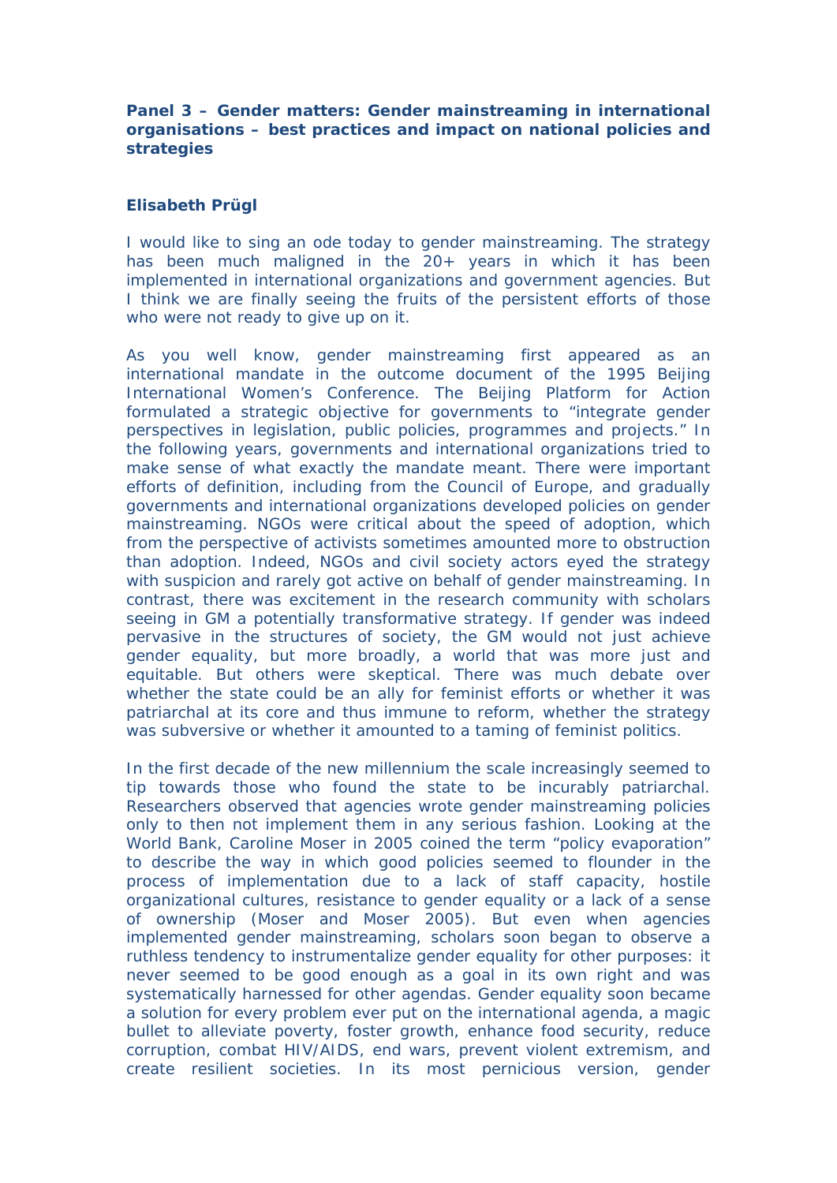**Panel 3 – Gender matters: Gender mainstreaming in international organisations – best practices and impact on national policies and strategies**

**Elisabeth Prügl**

I would like to sing an ode today to gender mainstreaming. The strategy has been much maligned in the 20+ years in which it has been implemented in international organizations and government agencies. But I think we are finally seeing the fruits of the persistent efforts of those who were not ready to give up on it.

As you well know, gender mainstreaming first appeared as an international mandate in the outcome document of the 1995 Beijing International Women's Conference. The Beijing Platform for Action formulated a strategic objective for governments to "integrate gender perspectives in legislation, public policies, programmes and projects." In the following years, governments and international organizations tried to make sense of what exactly the mandate meant. There were important efforts of definition, including from the Council of Europe, and gradually governments and international organizations developed policies on gender mainstreaming. NGOs were critical about the speed of adoption, which from the perspective of activists sometimes amounted more to obstruction than adoption. Indeed, NGOs and civil society actors eyed the strategy with suspicion and rarely got active on behalf of gender mainstreaming. In contrast, there was excitement in the research community with scholars seeing in GM a potentially transformative strategy. If gender was indeed pervasive in the structures of society, the GM would not just achieve gender equality, but more broadly, a world that was more just and equitable. But others were skeptical. There was much debate over whether the state could be an ally for feminist efforts or whether it was patriarchal at its core and thus immune to reform, whether the strategy was subversive or whether it amounted to a taming of feminist politics.

In the first decade of the new millennium the scale increasingly seemed to tip towards those who found the state to be incurably patriarchal. Researchers observed that agencies wrote gender mainstreaming policies only to then not implement them in any serious fashion. Looking at the World Bank, Caroline Moser in 2005 coined the term "policy evaporation" to describe the way in which good policies seemed to flounder in the process of implementation due to a lack of staff capacity, hostile organizational cultures, resistance to gender equality or a lack of a sense of ownership (Moser and Moser 2005). But even when agencies implemented gender mainstreaming, scholars soon began to observe a ruthless tendency to instrumentalize gender equality for other purposes: it never seemed to be good enough as a goal in its own right and was systematically harnessed for other agendas. Gender equality soon became a solution for every problem ever put on the international agenda, a magic bullet to alleviate poverty, foster growth, enhance food security, reduce corruption, combat HIV/AIDS, end wars, prevent violent extremism, and create resilient societies. In its most pernicious version, gender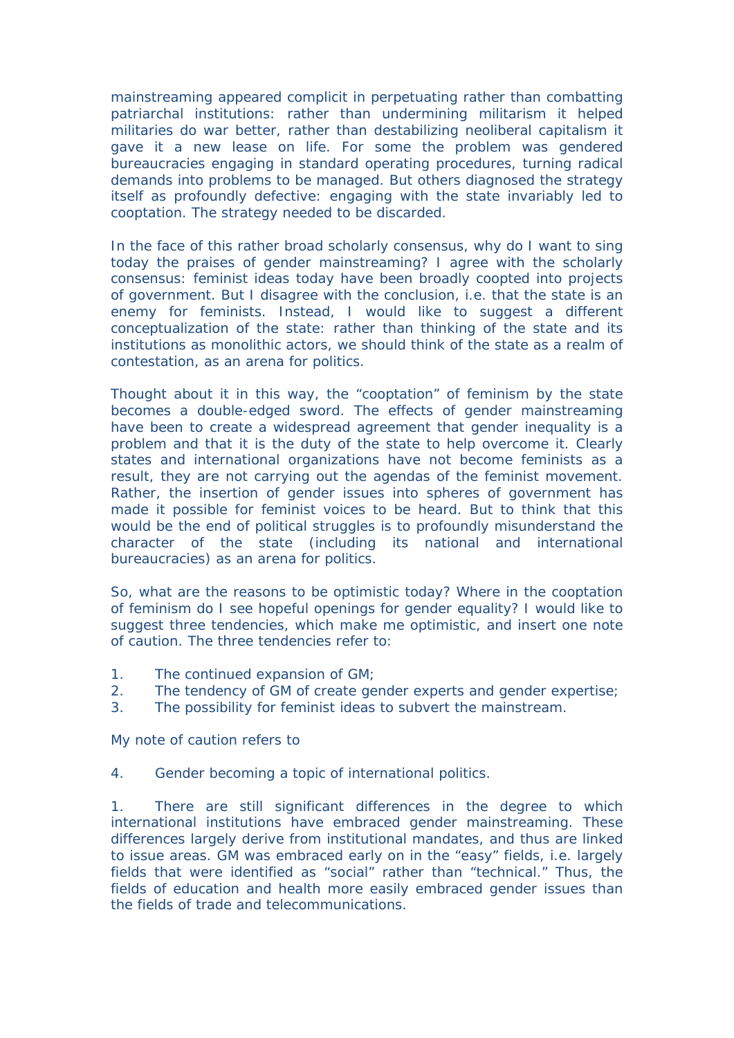mainstreaming appeared complicit in perpetuating rather than combatting patriarchal institutions: rather than undermining militarism it helped militaries do war better, rather than destabilizing neoliberal capitalism it gave it a new lease on life. For some the problem was gendered bureaucracies engaging in standard operating procedures, turning radical demands into problems to be managed. But others diagnosed the strategy itself as profoundly defective: engaging with the state invariably led to cooptation. The strategy needed to be discarded.

In the face of this rather broad scholarly consensus, why do I want to sing today the praises of gender mainstreaming? I agree with the scholarly consensus: feminist ideas today have been broadly coopted into projects of government. But I disagree with the conclusion, i.e. that the state is an enemy for feminists. Instead, I would like to suggest a different conceptualization of the state: rather than thinking of the state and its institutions as monolithic actors, we should think of the state as a realm of contestation, as an arena for politics.

Thought about it in this way, the "cooptation" of feminism by the state becomes a double-edged sword. The effects of gender mainstreaming have been to create a widespread agreement that gender inequality is a problem and that it is the duty of the state to help overcome it. Clearly states and international organizations have not become feminists as a result, they are not carrying out the agendas of the feminist movement. Rather, the insertion of gender issues into spheres of government has made it possible for feminist voices to be heard. But to think that this would be the end of political struggles is to profoundly misunderstand the character of the state (including its national and international bureaucracies) as an arena for politics.

So, what are the reasons to be optimistic today? Where in the cooptation of feminism do I see hopeful openings for gender equality? I would like to suggest three tendencies, which make me optimistic, and insert one note of caution. The three tendencies refer to:

1. The continued expansion of GM;
2. The tendency of GM of create gender experts and gender expertise;
3. The possibility for feminist ideas to subvert the mainstream.

My note of caution refers to

4. Gender becoming a topic of international politics.

1. There are still significant differences in the degree to which international institutions have embraced gender mainstreaming. These differences largely derive from institutional mandates, and thus are linked to issue areas. GM was embraced early on in the "easy" fields, i.e. largely fields that were identified as "social" rather than "technical." Thus, the fields of education and health more easily embraced gender issues than the fields of trade and telecommunications.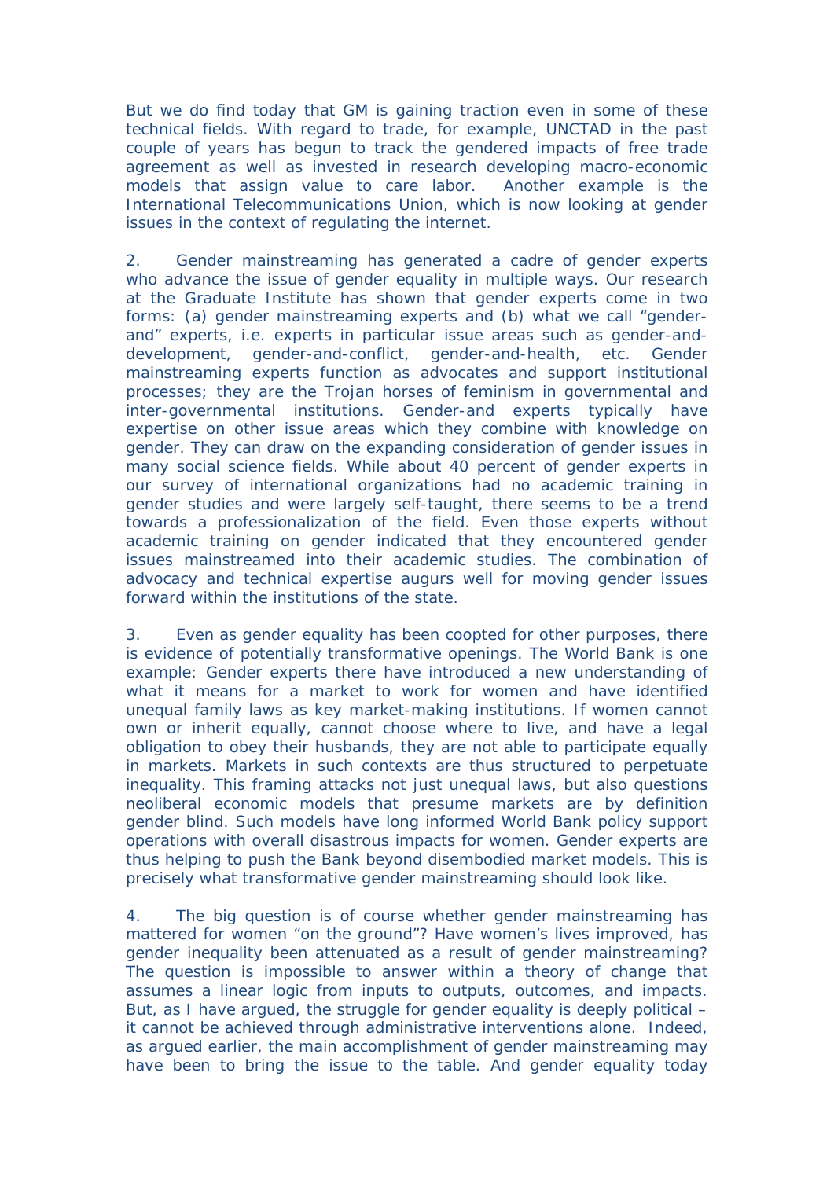But we do find today that GM is gaining traction even in some of these technical fields. With regard to trade, for example, UNCTAD in the past couple of years has begun to track the gendered impacts of free trade agreement as well as invested in research developing macro-economic models that assign value to care labor. Another example is the International Telecommunications Union, which is now looking at gender issues in the context of regulating the internet.

2. Gender mainstreaming has generated a cadre of gender experts who advance the issue of gender equality in multiple ways. Our research at the Graduate Institute has shown that gender experts come in two forms: (a) gender mainstreaming experts and (b) what we call "gender-and" experts, i.e. experts in particular issue areas such as gender-and-development, gender-and-conflict, gender-and-health, etc. Gender mainstreaming experts function as advocates and support institutional processes; they are the Trojan horses of feminism in governmental and inter-governmental institutions. Gender-and experts typically have expertise on other issue areas which they combine with knowledge on gender. They can draw on the expanding consideration of gender issues in many social science fields. While about 40 percent of gender experts in our survey of international organizations had no academic training in gender studies and were largely self-taught, there seems to be a trend towards a professionalization of the field. Even those experts without academic training on gender indicated that they encountered gender issues mainstreamed into their academic studies. The combination of advocacy and technical expertise augurs well for moving gender issues forward within the institutions of the state.

3. Even as gender equality has been coopted for other purposes, there is evidence of potentially transformative openings. The World Bank is one example: Gender experts there have introduced a new understanding of what it means for a market to work for women and have identified unequal family laws as key market-making institutions. If women cannot own or inherit equally, cannot choose where to live, and have a legal obligation to obey their husbands, they are not able to participate equally in markets. Markets in such contexts are thus structured to perpetuate inequality. This framing attacks not just unequal laws, but also questions neoliberal economic models that presume markets are by definition gender blind. Such models have long informed World Bank policy support operations with overall disastrous impacts for women. Gender experts are thus helping to push the Bank beyond disembodied market models. This is precisely what transformative gender mainstreaming should look like.

4. The big question is of course whether gender mainstreaming has mattered for women "on the ground"? Have women's lives improved, has gender inequality been attenuated as a result of gender mainstreaming? The question is impossible to answer within a theory of change that assumes a linear logic from inputs to outputs, outcomes, and impacts. But, as I have argued, the struggle for gender equality is deeply political – it cannot be achieved through administrative interventions alone. Indeed, as argued earlier, the main accomplishment of gender mainstreaming may have been to bring the issue to the table. And gender equality today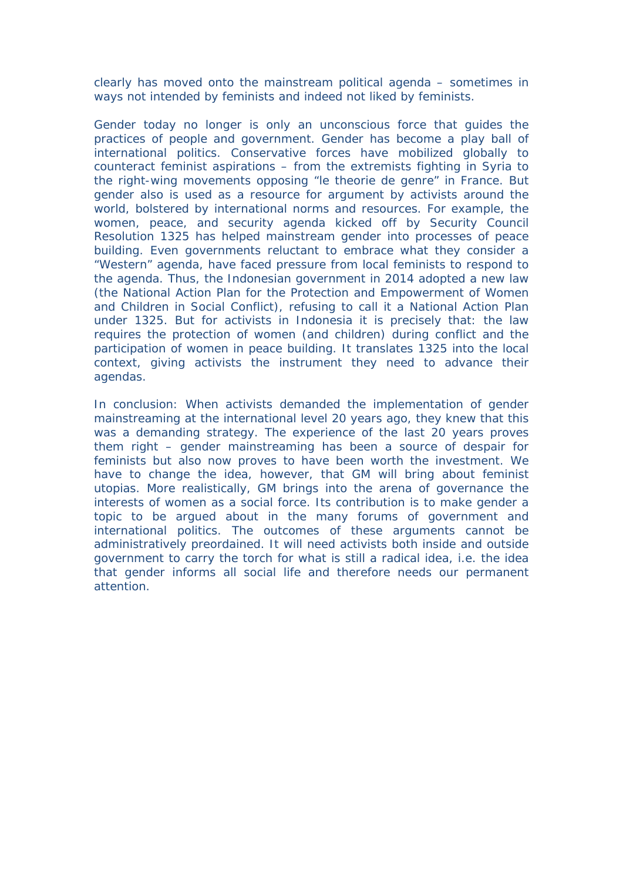clearly has moved onto the mainstream political agenda – sometimes in ways not intended by feminists and indeed not liked by feminists.

Gender today no longer is only an unconscious force that guides the practices of people and government. Gender has become a play ball of international politics. Conservative forces have mobilized globally to counteract feminist aspirations – from the extremists fighting in Syria to the right-wing movements opposing "le theorie de genre" in France. But gender also is used as a resource for argument by activists around the world, bolstered by international norms and resources. For example, the women, peace, and security agenda kicked off by Security Council Resolution 1325 has helped mainstream gender into processes of peace building. Even governments reluctant to embrace what they consider a "Western" agenda, have faced pressure from local feminists to respond to the agenda. Thus, the Indonesian government in 2014 adopted a new law (the National Action Plan for the Protection and Empowerment of Women and Children in Social Conflict), refusing to call it a National Action Plan under 1325. But for activists in Indonesia it is precisely that: the law requires the protection of women (and children) during conflict and the participation of women in peace building. It translates 1325 into the local context, giving activists the instrument they need to advance their agendas.

In conclusion: When activists demanded the implementation of gender mainstreaming at the international level 20 years ago, they knew that this was a demanding strategy. The experience of the last 20 years proves them right – gender mainstreaming has been a source of despair for feminists but also now proves to have been worth the investment. We have to change the idea, however, that GM will bring about feminist utopias. More realistically, GM brings into the arena of governance the interests of women as a social force. Its contribution is to make gender a topic to be argued about in the many forums of government and international politics. The outcomes of these arguments cannot be administratively preordained. It will need activists both inside and outside government to carry the torch for what is still a radical idea, i.e. the idea that gender informs all social life and therefore needs our permanent attention.